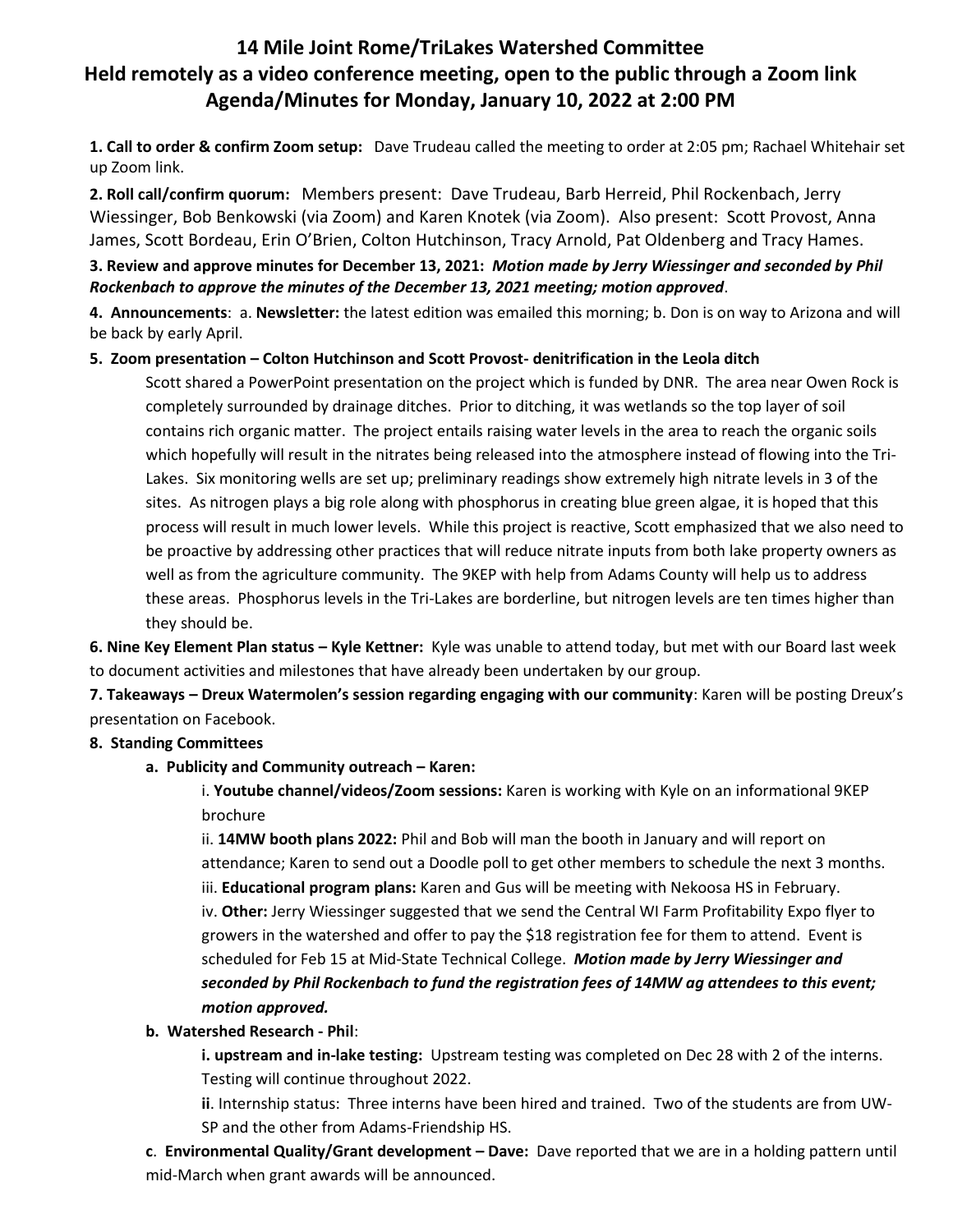# 14 Mile Joint Rome/TriLakes Watershed Committee
## Held remotely as a video conference meeting, open to the public through a Zoom link
## Agenda/Minutes for Monday, January 10, 2022 at 2:00 PM

**1. Call to order & confirm Zoom setup:** Dave Trudeau called the meeting to order at 2:05 pm; Rachael Whitehair set up Zoom link.

**2. Roll call/confirm quorum:** Members present: Dave Trudeau, Barb Herreid, Phil Rockenbach, Jerry Wiessinger, Bob Benkowski (via Zoom) and Karen Knotek (via Zoom). Also present: Scott Provost, Anna James, Scott Bordeau, Erin O'Brien, Colton Hutchinson, Tracy Arnold, Pat Oldenberg and Tracy Hames.

**3. Review and approve minutes for December 13, 2021:** ***Motion made by Jerry Wiessinger and seconded by Phil Rockenbach to approve the minutes of the December 13, 2021 meeting; motion approved***.

**4. Announcements**: a. **Newsletter:** the latest edition was emailed this morning; b. Don is on way to Arizona and will be back by early April.

**5. Zoom presentation – Colton Hutchinson and Scott Provost- denitrification in the Leola ditch**

Scott shared a PowerPoint presentation on the project which is funded by DNR. The area near Owen Rock is completely surrounded by drainage ditches. Prior to ditching, it was wetlands so the top layer of soil contains rich organic matter. The project entails raising water levels in the area to reach the organic soils which hopefully will result in the nitrates being released into the atmosphere instead of flowing into the Tri-Lakes. Six monitoring wells are set up; preliminary readings show extremely high nitrate levels in 3 of the sites. As nitrogen plays a big role along with phosphorus in creating blue green algae, it is hoped that this process will result in much lower levels. While this project is reactive, Scott emphasized that we also need to be proactive by addressing other practices that will reduce nitrate inputs from both lake property owners as well as from the agriculture community. The 9KEP with help from Adams County will help us to address these areas. Phosphorus levels in the Tri-Lakes are borderline, but nitrogen levels are ten times higher than they should be.

**6. Nine Key Element Plan status – Kyle Kettner:** Kyle was unable to attend today, but met with our Board last week to document activities and milestones that have already been undertaken by our group.

**7. Takeaways – Dreux Watermolen's session regarding engaging with our community**: Karen will be posting Dreux's presentation on Facebook.

**8. Standing Committees**

**a. Publicity and Community outreach – Karen:**

i. **Youtube channel/videos/Zoom sessions:** Karen is working with Kyle on an informational 9KEP brochure

ii. **14MW booth plans 2022:** Phil and Bob will man the booth in January and will report on attendance; Karen to send out a Doodle poll to get other members to schedule the next 3 months.

iii. **Educational program plans:** Karen and Gus will be meeting with Nekoosa HS in February.

iv. **Other:** Jerry Wiessinger suggested that we send the Central WI Farm Profitability Expo flyer to growers in the watershed and offer to pay the $18 registration fee for them to attend. Event is scheduled for Feb 15 at Mid-State Technical College. ***Motion made by Jerry Wiessinger and seconded by Phil Rockenbach to fund the registration fees of 14MW ag attendees to this event; motion approved.***

**b. Watershed Research - Phil**:

**i. upstream and in-lake testing:** Upstream testing was completed on Dec 28 with 2 of the interns. Testing will continue throughout 2022.

**ii**. Internship status: Three interns have been hired and trained. Two of the students are from UW-SP and the other from Adams-Friendship HS.

**c**. **Environmental Quality/Grant development – Dave:** Dave reported that we are in a holding pattern until mid-March when grant awards will be announced.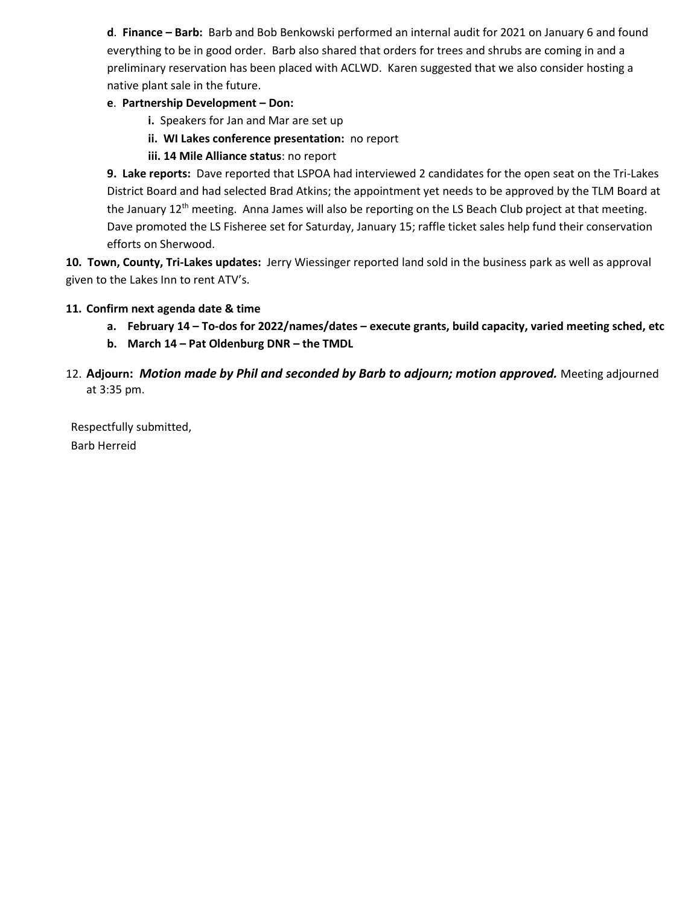**d**. **Finance – Barb:** Barb and Bob Benkowski performed an internal audit for 2021 on January 6 and found everything to be in good order. Barb also shared that orders for trees and shrubs are coming in and a preliminary reservation has been placed with ACLWD. Karen suggested that we also consider hosting a native plant sale in the future.

**e**. **Partnership Development – Don:**

- **i.** Speakers for Jan and Mar are set up
- **ii. WI Lakes conference presentation:** no report
- **iii. 14 Mile Alliance status**: no report

**9. Lake reports:** Dave reported that LSPOA had interviewed 2 candidates for the open seat on the Tri-Lakes District Board and had selected Brad Atkins; the appointment yet needs to be approved by the TLM Board at the January 12th meeting. Anna James will also be reporting on the LS Beach Club project at that meeting. Dave promoted the LS Fisheree set for Saturday, January 15; raffle ticket sales help fund their conservation efforts on Sherwood.

**10. Town, County, Tri-Lakes updates:** Jerry Wiessinger reported land sold in the business park as well as approval given to the Lakes Inn to rent ATV's.

**11. Confirm next agenda date & time**

- **a. February 14 – To-dos for 2022/names/dates – execute grants, build capacity, varied meeting sched, etc**
- **b. March 14 – Pat Oldenburg DNR – the TMDL**

12. **Adjourn:** ***Motion made by Phil and seconded by Barb to adjourn; motion approved.*** Meeting adjourned at 3:35 pm.

Respectfully submitted,
Barb Herreid